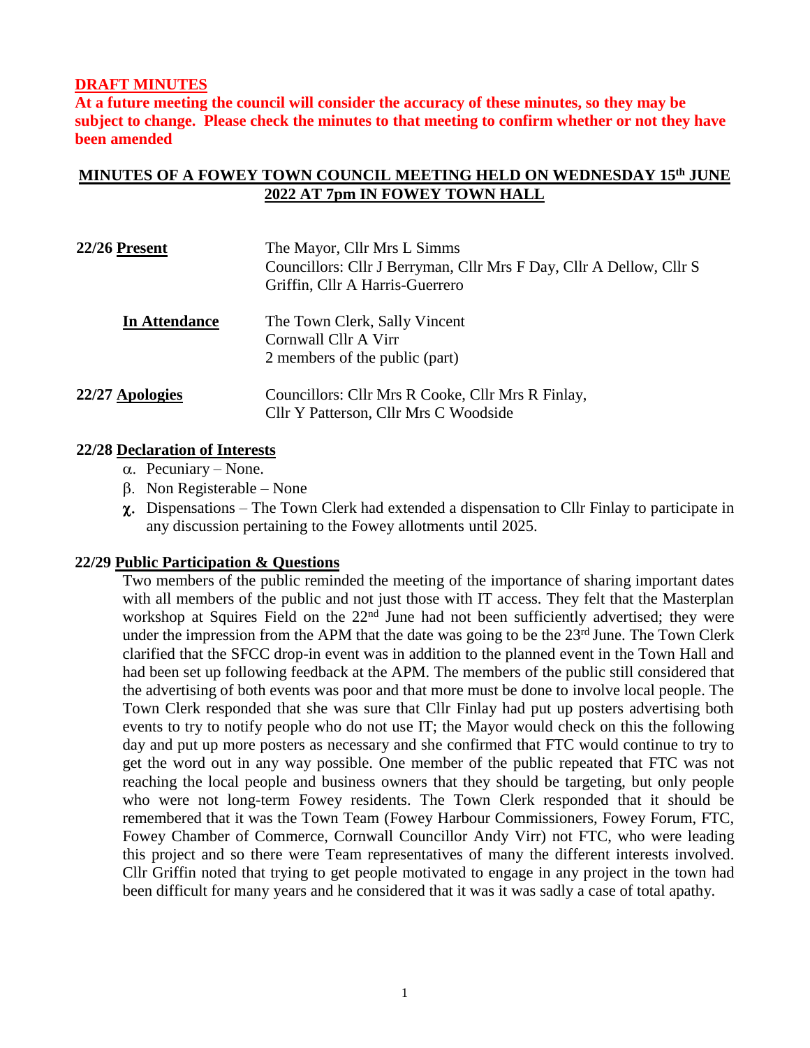**DRAFT MINUTES**

**At a future meeting the council will consider the accuracy of these minutes, so they may be subject to change. Please check the minutes to that meeting to confirm whether or not they have been amended**

## MINUTES OF A FOWEY TOWN COUNCIL MEETING HELD ON WEDNESDAY 15th JUNE 2022 AT 7pm IN FOWEY TOWN HALL

| | |
|---|---|
| **22/26 Present** | The Mayor, Cllr Mrs L Simms<br>Councillors: Cllr J Berryman, Cllr Mrs F Day, Cllr A Dellow, Cllr S Griffin, Cllr A Harris-Guerrero |
| **In Attendance** | The Town Clerk, Sally Vincent<br>Cornwall Cllr A Virr<br>2 members of the public (part) |
| **22/27 Apologies** | Councillors: Cllr Mrs R Cooke, Cllr Mrs R Finlay, Cllr Y Patterson, Cllr Mrs C Woodside |

**22/28 Declaration of Interests**

α. Pecuniary – None.

β. Non Registerable – None

χ. Dispensations – The Town Clerk had extended a dispensation to Cllr Finlay to participate in any discussion pertaining to the Fowey allotments until 2025.

**22/29 Public Participation & Questions**

Two members of the public reminded the meeting of the importance of sharing important dates with all members of the public and not just those with IT access. They felt that the Masterplan workshop at Squires Field on the 22nd June had not been sufficiently advertised; they were under the impression from the APM that the date was going to be the 23rd June. The Town Clerk clarified that the SFCC drop-in event was in addition to the planned event in the Town Hall and had been set up following feedback at the APM. The members of the public still considered that the advertising of both events was poor and that more must be done to involve local people. The Town Clerk responded that she was sure that Cllr Finlay had put up posters advertising both events to try to notify people who do not use IT; the Mayor would check on this the following day and put up more posters as necessary and she confirmed that FTC would continue to try to get the word out in any way possible. One member of the public repeated that FTC was not reaching the local people and business owners that they should be targeting, but only people who were not long-term Fowey residents. The Town Clerk responded that it should be remembered that it was the Town Team (Fowey Harbour Commissioners, Fowey Forum, FTC, Fowey Chamber of Commerce, Cornwall Councillor Andy Virr) not FTC, who were leading this project and so there were Team representatives of many the different interests involved. Cllr Griffin noted that trying to get people motivated to engage in any project in the town had been difficult for many years and he considered that it was it was sadly a case of total apathy.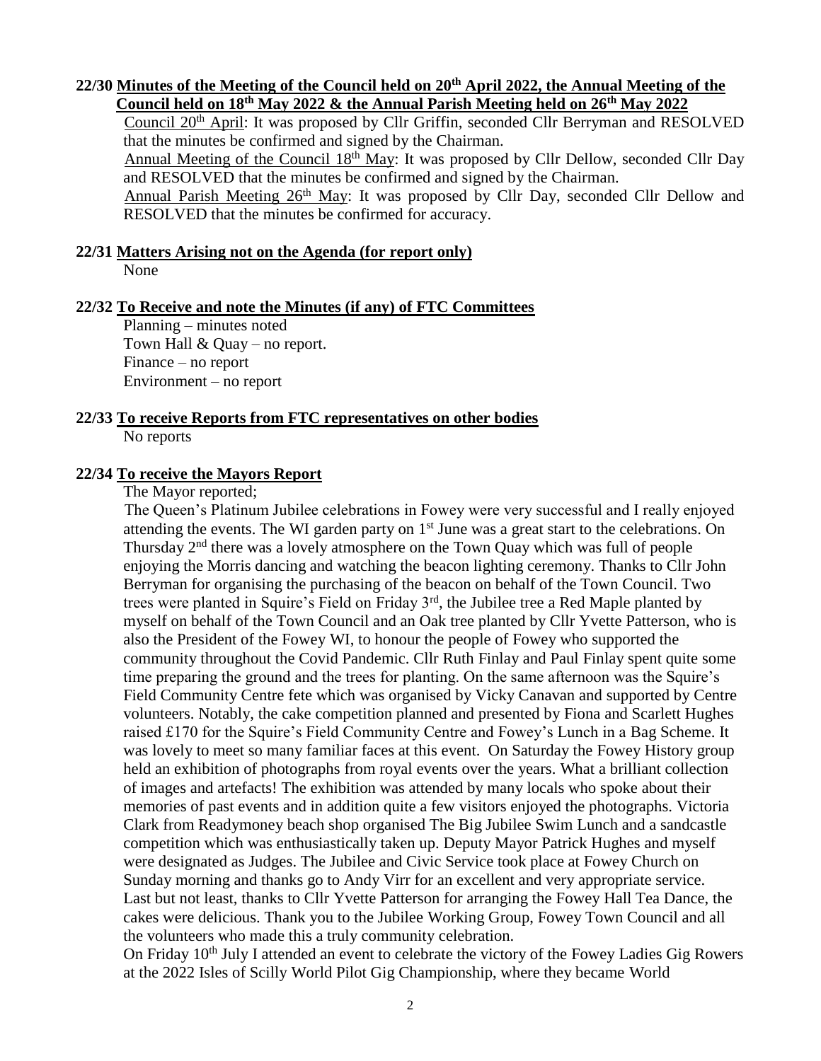**22/30 Minutes of the Meeting of the Council held on 20th April 2022, the Annual Meeting of the Council held on 18th May 2022 & the Annual Parish Meeting held on 26th May 2022**

Council 20th April: It was proposed by Cllr Griffin, seconded Cllr Berryman and RESOLVED that the minutes be confirmed and signed by the Chairman.

Annual Meeting of the Council 18th May: It was proposed by Cllr Dellow, seconded Cllr Day and RESOLVED that the minutes be confirmed and signed by the Chairman.

Annual Parish Meeting 26th May: It was proposed by Cllr Day, seconded Cllr Dellow and RESOLVED that the minutes be confirmed for accuracy.

**22/31 Matters Arising not on the Agenda (for report only)**

None

**22/32 To Receive and note the Minutes (if any) of FTC Committees**

Planning – minutes noted
Town Hall & Quay – no report.
Finance – no report
Environment – no report

**22/33 To receive Reports from FTC representatives on other bodies**

No reports

**22/34 To receive the Mayors Report**

The Mayor reported;

The Queen's Platinum Jubilee celebrations in Fowey were very successful and I really enjoyed attending the events. The WI garden party on 1st June was a great start to the celebrations. On Thursday 2nd there was a lovely atmosphere on the Town Quay which was full of people enjoying the Morris dancing and watching the beacon lighting ceremony. Thanks to Cllr John Berryman for organising the purchasing of the beacon on behalf of the Town Council. Two trees were planted in Squire's Field on Friday 3rd, the Jubilee tree a Red Maple planted by myself on behalf of the Town Council and an Oak tree planted by Cllr Yvette Patterson, who is also the President of the Fowey WI, to honour the people of Fowey who supported the community throughout the Covid Pandemic. Cllr Ruth Finlay and Paul Finlay spent quite some time preparing the ground and the trees for planting. On the same afternoon was the Squire's Field Community Centre fete which was organised by Vicky Canavan and supported by Centre volunteers. Notably, the cake competition planned and presented by Fiona and Scarlett Hughes raised £170 for the Squire's Field Community Centre and Fowey's Lunch in a Bag Scheme. It was lovely to meet so many familiar faces at this event. On Saturday the Fowey History group held an exhibition of photographs from royal events over the years. What a brilliant collection of images and artefacts! The exhibition was attended by many locals who spoke about their memories of past events and in addition quite a few visitors enjoyed the photographs. Victoria Clark from Readymoney beach shop organised The Big Jubilee Swim Lunch and a sandcastle competition which was enthusiastically taken up. Deputy Mayor Patrick Hughes and myself were designated as Judges. The Jubilee and Civic Service took place at Fowey Church on Sunday morning and thanks go to Andy Virr for an excellent and very appropriate service. Last but not least, thanks to Cllr Yvette Patterson for arranging the Fowey Hall Tea Dance, the cakes were delicious. Thank you to the Jubilee Working Group, Fowey Town Council and all the volunteers who made this a truly community celebration.

On Friday 10th July I attended an event to celebrate the victory of the Fowey Ladies Gig Rowers at the 2022 Isles of Scilly World Pilot Gig Championship, where they became World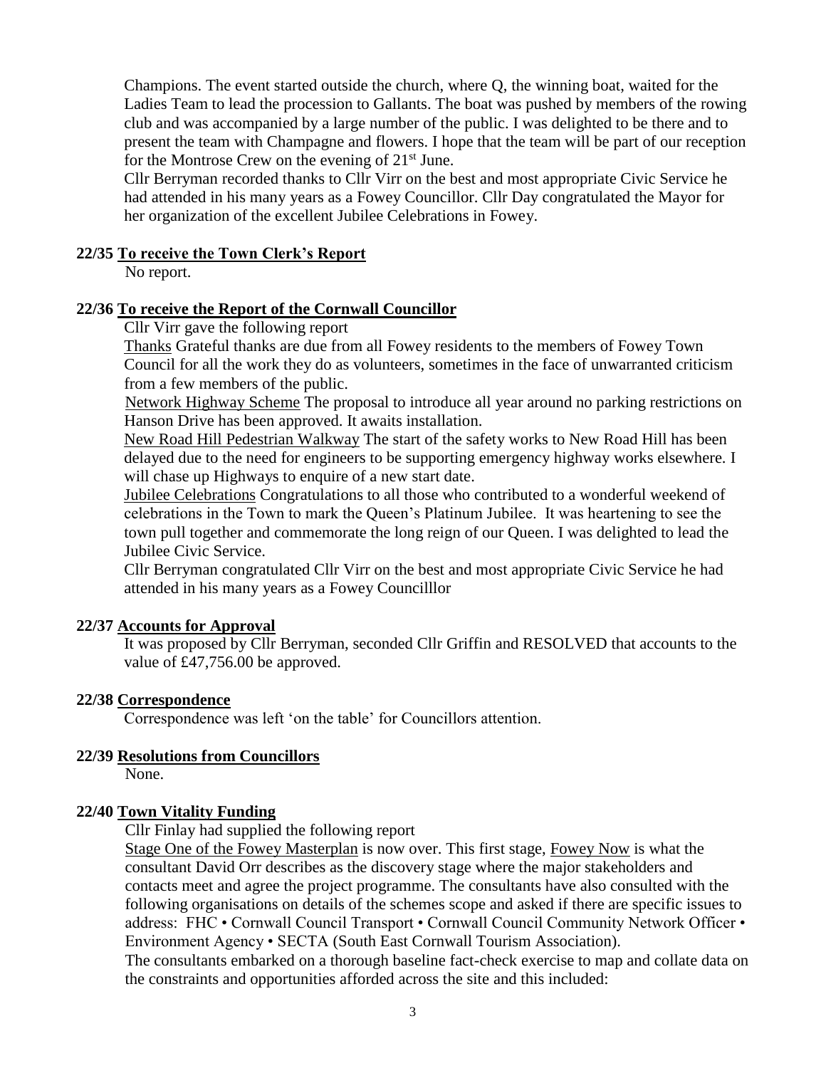Champions. The event started outside the church, where Q, the winning boat, waited for the Ladies Team to lead the procession to Gallants. The boat was pushed by members of the rowing club and was accompanied by a large number of the public. I was delighted to be there and to present the team with Champagne and flowers. I hope that the team will be part of our reception for the Montrose Crew on the evening of 21st June.

Cllr Berryman recorded thanks to Cllr Virr on the best and most appropriate Civic Service he had attended in his many years as a Fowey Councillor. Cllr Day congratulated the Mayor for her organization of the excellent Jubilee Celebrations in Fowey.

**22/35 To receive the Town Clerk's Report**

No report.

**22/36 To receive the Report of the Cornwall Councillor**

Cllr Virr gave the following report

Thanks Grateful thanks are due from all Fowey residents to the members of Fowey Town Council for all the work they do as volunteers, sometimes in the face of unwarranted criticism from a few members of the public.

Network Highway Scheme The proposal to introduce all year around no parking restrictions on Hanson Drive has been approved. It awaits installation.

New Road Hill Pedestrian Walkway The start of the safety works to New Road Hill has been delayed due to the need for engineers to be supporting emergency highway works elsewhere. I will chase up Highways to enquire of a new start date.

Jubilee Celebrations Congratulations to all those who contributed to a wonderful weekend of celebrations in the Town to mark the Queen's Platinum Jubilee. It was heartening to see the town pull together and commemorate the long reign of our Queen. I was delighted to lead the Jubilee Civic Service.

Cllr Berryman congratulated Cllr Virr on the best and most appropriate Civic Service he had attended in his many years as a Fowey Councilllor

**22/37 Accounts for Approval**

It was proposed by Cllr Berryman, seconded Cllr Griffin and RESOLVED that accounts to the value of £47,756.00 be approved.

**22/38 Correspondence**

Correspondence was left 'on the table' for Councillors attention.

**22/39 Resolutions from Councillors**

None.

**22/40 Town Vitality Funding**

Cllr Finlay had supplied the following report

Stage One of the Fowey Masterplan is now over. This first stage, Fowey Now is what the consultant David Orr describes as the discovery stage where the major stakeholders and contacts meet and agree the project programme. The consultants have also consulted with the following organisations on details of the schemes scope and asked if there are specific issues to address: FHC • Cornwall Council Transport • Cornwall Council Community Network Officer • Environment Agency • SECTA (South East Cornwall Tourism Association).

The consultants embarked on a thorough baseline fact-check exercise to map and collate data on the constraints and opportunities afforded across the site and this included: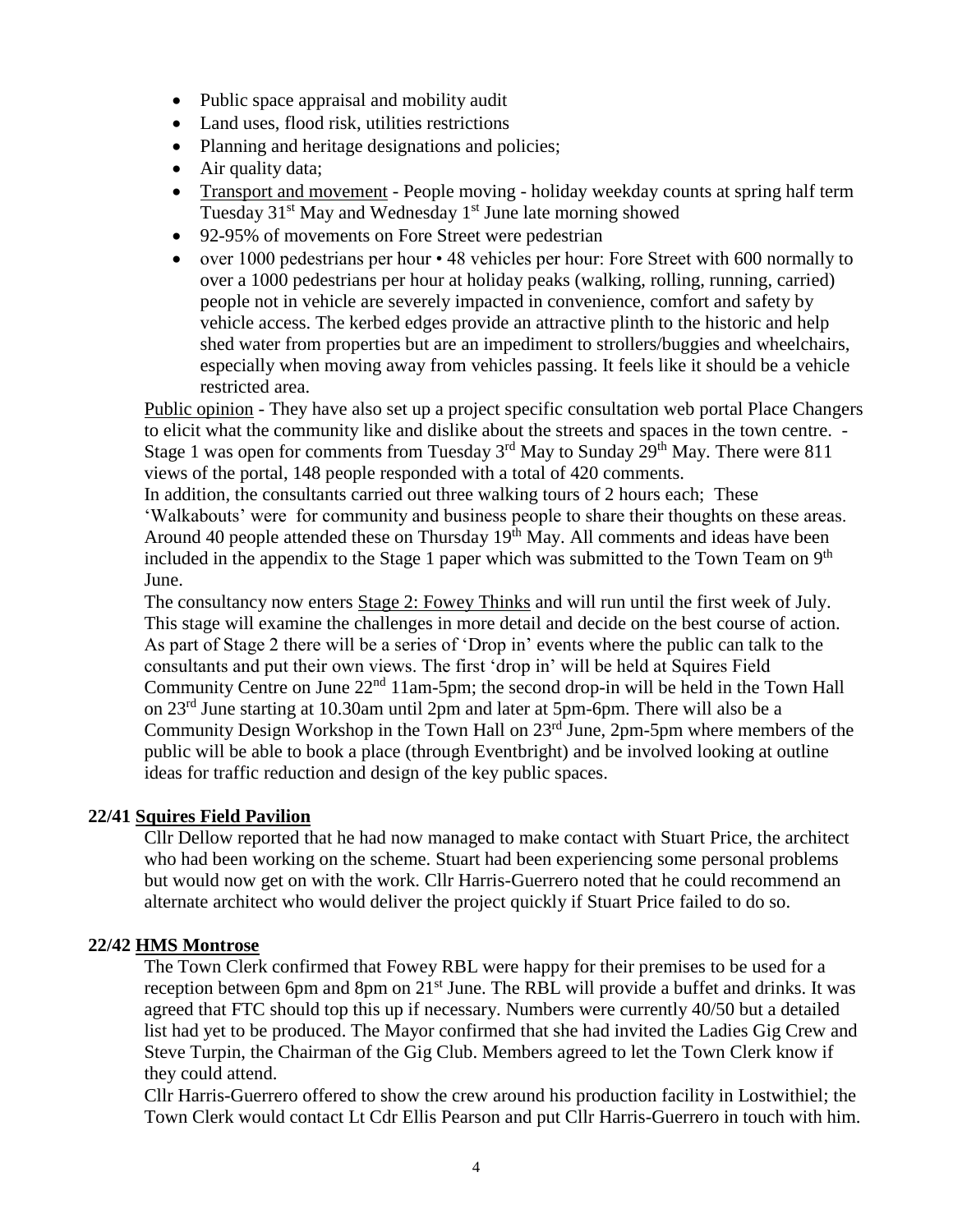- Public space appraisal and mobility audit
- Land uses, flood risk, utilities restrictions
- Planning and heritage designations and policies;
- Air quality data;
- Transport and movement - People moving - holiday weekday counts at spring half term Tuesday 31st May and Wednesday 1st June late morning showed
- 92-95% of movements on Fore Street were pedestrian
- over 1000 pedestrians per hour • 48 vehicles per hour: Fore Street with 600 normally to over a 1000 pedestrians per hour at holiday peaks (walking, rolling, running, carried) people not in vehicle are severely impacted in convenience, comfort and safety by vehicle access. The kerbed edges provide an attractive plinth to the historic and help shed water from properties but are an impediment to strollers/buggies and wheelchairs, especially when moving away from vehicles passing. It feels like it should be a vehicle restricted area.

Public opinion - They have also set up a project specific consultation web portal Place Changers to elicit what the community like and dislike about the streets and spaces in the town centre. - Stage 1 was open for comments from Tuesday 3rd May to Sunday 29th May. There were 811 views of the portal, 148 people responded with a total of 420 comments.

In addition, the consultants carried out three walking tours of 2 hours each; These 'Walkabouts' were for community and business people to share their thoughts on these areas. Around 40 people attended these on Thursday 19th May. All comments and ideas have been included in the appendix to the Stage 1 paper which was submitted to the Town Team on 9th June.

The consultancy now enters Stage 2: Fowey Thinks and will run until the first week of July. This stage will examine the challenges in more detail and decide on the best course of action. As part of Stage 2 there will be a series of 'Drop in' events where the public can talk to the consultants and put their own views. The first 'drop in' will be held at Squires Field Community Centre on June 22nd 11am-5pm; the second drop-in will be held in the Town Hall on 23rd June starting at 10.30am until 2pm and later at 5pm-6pm. There will also be a Community Design Workshop in the Town Hall on 23rd June, 2pm-5pm where members of the public will be able to book a place (through Eventbright) and be involved looking at outline ideas for traffic reduction and design of the key public spaces.

**22/41 Squires Field Pavilion**

Cllr Dellow reported that he had now managed to make contact with Stuart Price, the architect who had been working on the scheme. Stuart had been experiencing some personal problems but would now get on with the work. Cllr Harris-Guerrero noted that he could recommend an alternate architect who would deliver the project quickly if Stuart Price failed to do so.

**22/42 HMS Montrose**

The Town Clerk confirmed that Fowey RBL were happy for their premises to be used for a reception between 6pm and 8pm on 21st June. The RBL will provide a buffet and drinks. It was agreed that FTC should top this up if necessary. Numbers were currently 40/50 but a detailed list had yet to be produced. The Mayor confirmed that she had invited the Ladies Gig Crew and Steve Turpin, the Chairman of the Gig Club. Members agreed to let the Town Clerk know if they could attend.

Cllr Harris-Guerrero offered to show the crew around his production facility in Lostwithiel; the Town Clerk would contact Lt Cdr Ellis Pearson and put Cllr Harris-Guerrero in touch with him.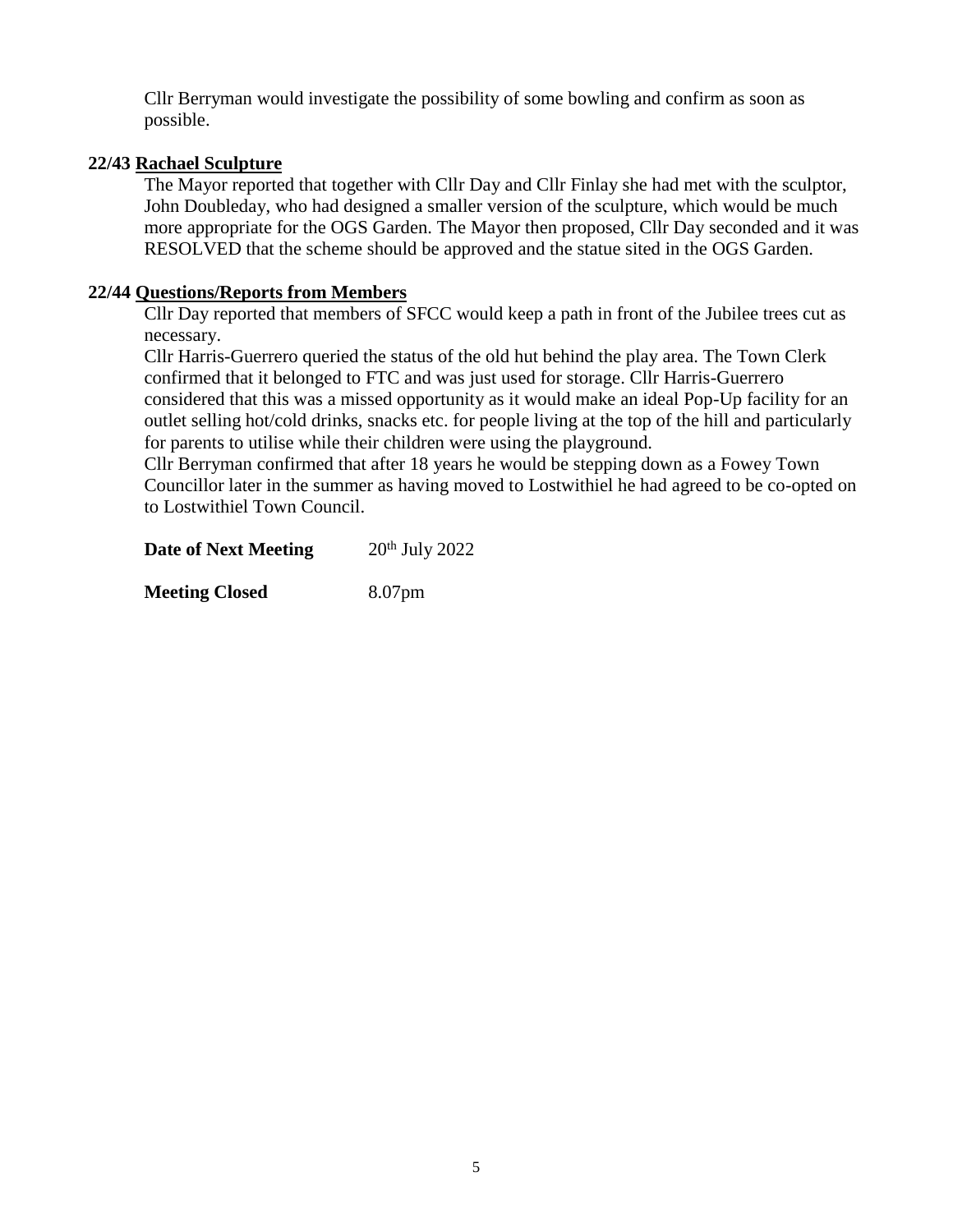Cllr Berryman would investigate the possibility of some bowling and confirm as soon as possible.

**22/43 <u>Rachael Sculpture</u>**

The Mayor reported that together with Cllr Day and Cllr Finlay she had met with the sculptor, John Doubleday, who had designed a smaller version of the sculpture, which would be much more appropriate for the OGS Garden. The Mayor then proposed, Cllr Day seconded and it was RESOLVED that the scheme should be approved and the statue sited in the OGS Garden.

**22/44 <u>Questions/Reports from Members</u>**

Cllr Day reported that members of SFCC would keep a path in front of the Jubilee trees cut as necessary.

Cllr Harris-Guerrero queried the status of the old hut behind the play area. The Town Clerk confirmed that it belonged to FTC and was just used for storage. Cllr Harris-Guerrero considered that this was a missed opportunity as it would make an ideal Pop-Up facility for an outlet selling hot/cold drinks, snacks etc. for people living at the top of the hill and particularly for parents to utilise while their children were using the playground.

Cllr Berryman confirmed that after 18 years he would be stepping down as a Fowey Town Councillor later in the summer as having moved to Lostwithiel he had agreed to be co-opted on to Lostwithiel Town Council.

**Date of Next Meeting** 20th July 2022

**Meeting Closed** 8.07pm